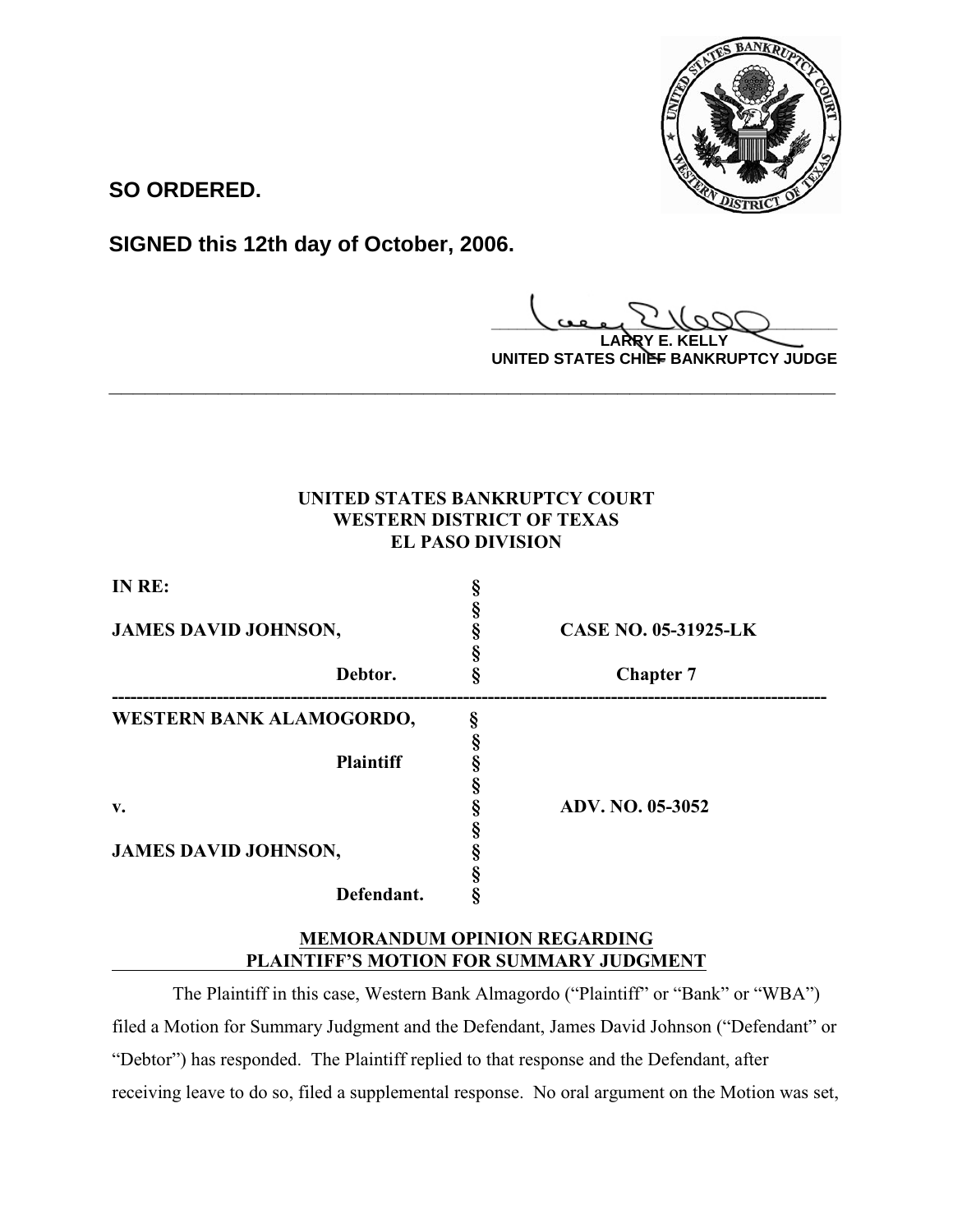**SO ORDERED.**

**SIGNED this 12th day of October, 2006.**

**LARRY E. KELLY**
**UNITED STATES CHIEF BANKRUPTCY JUDGE**

---

**UNITED STATES BANKRUPTCY COURT**
**WESTERN DISTRICT OF TEXAS**
**EL PASO DIVISION**

| | | |
|---|---|---|
| **IN RE:** | § | |
| | § | |
| **JAMES DAVID JOHNSON,** | § | **CASE NO. 05-31925-LK** |
| | § | |
| **Debtor.** | § | **Chapter 7** |
| **WESTERN BANK ALAMOGORDO,** | § | |
| | § | |
| **Plaintiff** | § | |
| | § | |
| **v.** | § | **ADV. NO. 05-3052** |
| | § | |
| **JAMES DAVID JOHNSON,** | § | |
| | § | |
| **Defendant.** | § | |

**MEMORANDUM OPINION REGARDING PLAINTIFF'S MOTION FOR SUMMARY JUDGMENT**

The Plaintiff in this case, Western Bank Almagordo ("Plaintiff" or "Bank" or "WBA") filed a Motion for Summary Judgment and the Defendant, James David Johnson ("Defendant" or "Debtor") has responded. The Plaintiff replied to that response and the Defendant, after receiving leave to do so, filed a supplemental response. No oral argument on the Motion was set,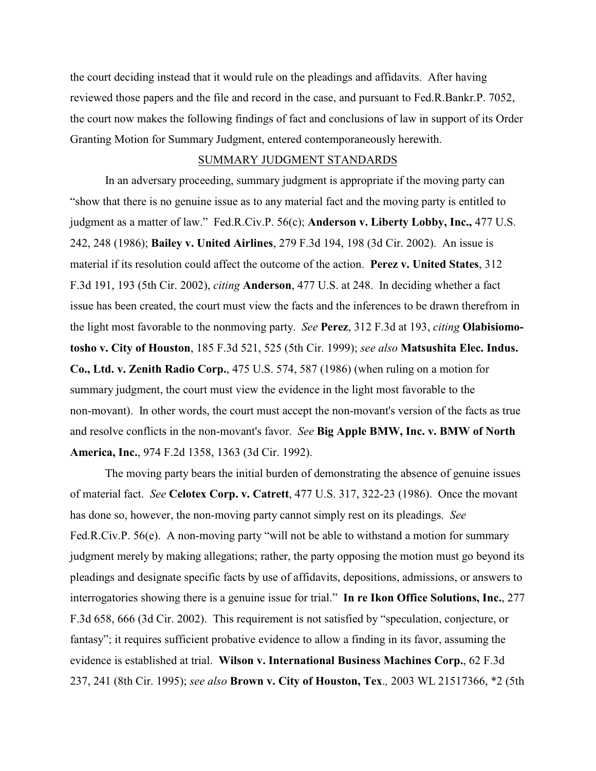the court deciding instead that it would rule on the pleadings and affidavits. After having reviewed those papers and the file and record in the case, and pursuant to Fed.R.Bankr.P. 7052, the court now makes the following findings of fact and conclusions of law in support of its Order Granting Motion for Summary Judgment, entered contemporaneously herewith.

## SUMMARY JUDGMENT STANDARDS

In an adversary proceeding, summary judgment is appropriate if the moving party can "show that there is no genuine issue as to any material fact and the moving party is entitled to judgment as a matter of law." Fed.R.Civ.P. 56(c); **Anderson v. Liberty Lobby, Inc.,** 477 U.S. 242, 248 (1986); **Bailey v. United Airlines**, 279 F.3d 194, 198 (3d Cir. 2002). An issue is material if its resolution could affect the outcome of the action. **Perez v. United States**, 312 F.3d 191, 193 (5th Cir. 2002), *citing* **Anderson**, 477 U.S. at 248. In deciding whether a fact issue has been created, the court must view the facts and the inferences to be drawn therefrom in the light most favorable to the nonmoving party. *See* **Perez**, 312 F.3d at 193, *citing* **Olabisiomotosho v. City of Houston**, 185 F.3d 521, 525 (5th Cir. 1999); *see also* **Matsushita Elec. Indus. Co., Ltd. v. Zenith Radio Corp.**, 475 U.S. 574, 587 (1986) (when ruling on a motion for summary judgment, the court must view the evidence in the light most favorable to the non-movant). In other words, the court must accept the non-movant's version of the facts as true and resolve conflicts in the non-movant's favor. *See* **Big Apple BMW, Inc. v. BMW of North America, Inc.**, 974 F.2d 1358, 1363 (3d Cir. 1992).

The moving party bears the initial burden of demonstrating the absence of genuine issues of material fact. *See* **Celotex Corp. v. Catrett**, 477 U.S. 317, 322-23 (1986). Once the movant has done so, however, the non-moving party cannot simply rest on its pleadings. *See* Fed.R.Civ.P. 56(e). A non-moving party "will not be able to withstand a motion for summary judgment merely by making allegations; rather, the party opposing the motion must go beyond its pleadings and designate specific facts by use of affidavits, depositions, admissions, or answers to interrogatories showing there is a genuine issue for trial." **In re Ikon Office Solutions, Inc.**, 277 F.3d 658, 666 (3d Cir. 2002). This requirement is not satisfied by "speculation, conjecture, or fantasy"; it requires sufficient probative evidence to allow a finding in its favor, assuming the evidence is established at trial. **Wilson v. International Business Machines Corp.**, 62 F.3d 237, 241 (8th Cir. 1995); *see also* **Brown v. City of Houston, Tex***.,* 2003 WL 21517366, \*2 (5th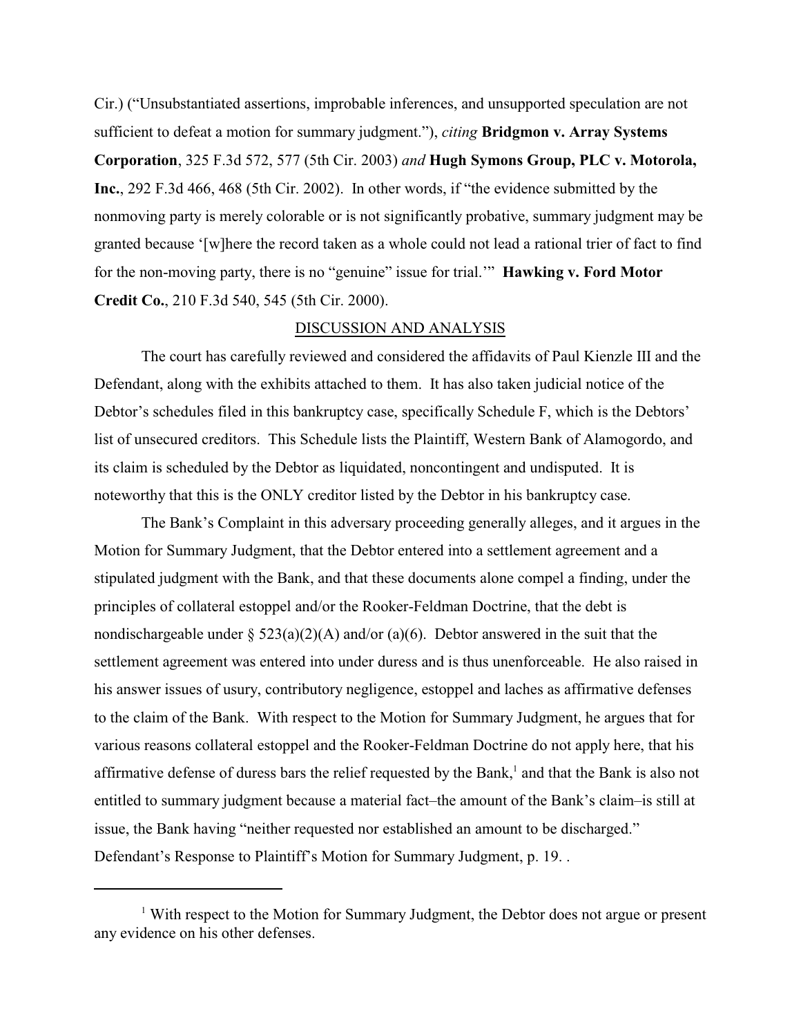Cir.) ("Unsubstantiated assertions, improbable inferences, and unsupported speculation are not sufficient to defeat a motion for summary judgment."), *citing* **Bridgmon v. Array Systems Corporation**, 325 F.3d 572, 577 (5th Cir. 2003) *and* **Hugh Symons Group, PLC v. Motorola, Inc.**, 292 F.3d 466, 468 (5th Cir. 2002). In other words, if "the evidence submitted by the nonmoving party is merely colorable or is not significantly probative, summary judgment may be granted because '[w]here the record taken as a whole could not lead a rational trier of fact to find for the non-moving party, there is no "genuine" issue for trial.'" **Hawking v. Ford Motor Credit Co.**, 210 F.3d 540, 545 (5th Cir. 2000).

## DISCUSSION AND ANALYSIS

The court has carefully reviewed and considered the affidavits of Paul Kienzle III and the Defendant, along with the exhibits attached to them. It has also taken judicial notice of the Debtor's schedules filed in this bankruptcy case, specifically Schedule F, which is the Debtors' list of unsecured creditors. This Schedule lists the Plaintiff, Western Bank of Alamogordo, and its claim is scheduled by the Debtor as liquidated, noncontingent and undisputed. It is noteworthy that this is the ONLY creditor listed by the Debtor in his bankruptcy case.

The Bank's Complaint in this adversary proceeding generally alleges, and it argues in the Motion for Summary Judgment, that the Debtor entered into a settlement agreement and a stipulated judgment with the Bank, and that these documents alone compel a finding, under the principles of collateral estoppel and/or the Rooker-Feldman Doctrine, that the debt is nondischargeable under § 523(a)(2)(A) and/or (a)(6). Debtor answered in the suit that the settlement agreement was entered into under duress and is thus unenforceable. He also raised in his answer issues of usury, contributory negligence, estoppel and laches as affirmative defenses to the claim of the Bank. With respect to the Motion for Summary Judgment, he argues that for various reasons collateral estoppel and the Rooker-Feldman Doctrine do not apply here, that his affirmative defense of duress bars the relief requested by the Bank,[1] and that the Bank is also not entitled to summary judgment because a material fact–the amount of the Bank's claim–is still at issue, the Bank having "neither requested nor established an amount to be discharged." Defendant's Response to Plaintiff's Motion for Summary Judgment, p. 19. .

---

[1] With respect to the Motion for Summary Judgment, the Debtor does not argue or present any evidence on his other defenses.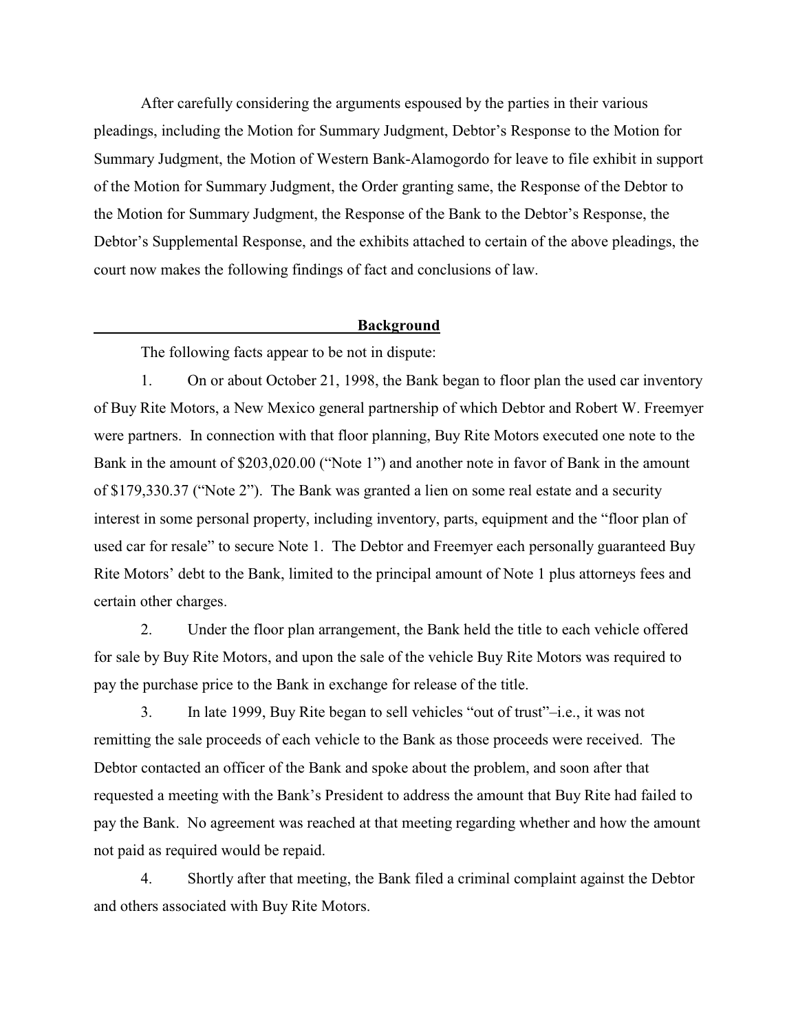After carefully considering the arguments espoused by the parties in their various pleadings, including the Motion for Summary Judgment, Debtor's Response to the Motion for Summary Judgment, the Motion of Western Bank-Alamogordo for leave to file exhibit in support of the Motion for Summary Judgment, the Order granting same, the Response of the Debtor to the Motion for Summary Judgment, the Response of the Bank to the Debtor's Response, the Debtor's Supplemental Response, and the exhibits attached to certain of the above pleadings, the court now makes the following findings of fact and conclusions of law.

## Background

The following facts appear to be not in dispute:

1. On or about October 21, 1998, the Bank began to floor plan the used car inventory of Buy Rite Motors, a New Mexico general partnership of which Debtor and Robert W. Freemyer were partners. In connection with that floor planning, Buy Rite Motors executed one note to the Bank in the amount of $203,020.00 ("Note 1") and another note in favor of Bank in the amount of $179,330.37 ("Note 2"). The Bank was granted a lien on some real estate and a security interest in some personal property, including inventory, parts, equipment and the "floor plan of used car for resale" to secure Note 1. The Debtor and Freemyer each personally guaranteed Buy Rite Motors' debt to the Bank, limited to the principal amount of Note 1 plus attorneys fees and certain other charges.

2. Under the floor plan arrangement, the Bank held the title to each vehicle offered for sale by Buy Rite Motors, and upon the sale of the vehicle Buy Rite Motors was required to pay the purchase price to the Bank in exchange for release of the title.

3. In late 1999, Buy Rite began to sell vehicles "out of trust"–i.e., it was not remitting the sale proceeds of each vehicle to the Bank as those proceeds were received. The Debtor contacted an officer of the Bank and spoke about the problem, and soon after that requested a meeting with the Bank's President to address the amount that Buy Rite had failed to pay the Bank. No agreement was reached at that meeting regarding whether and how the amount not paid as required would be repaid.

4. Shortly after that meeting, the Bank filed a criminal complaint against the Debtor and others associated with Buy Rite Motors.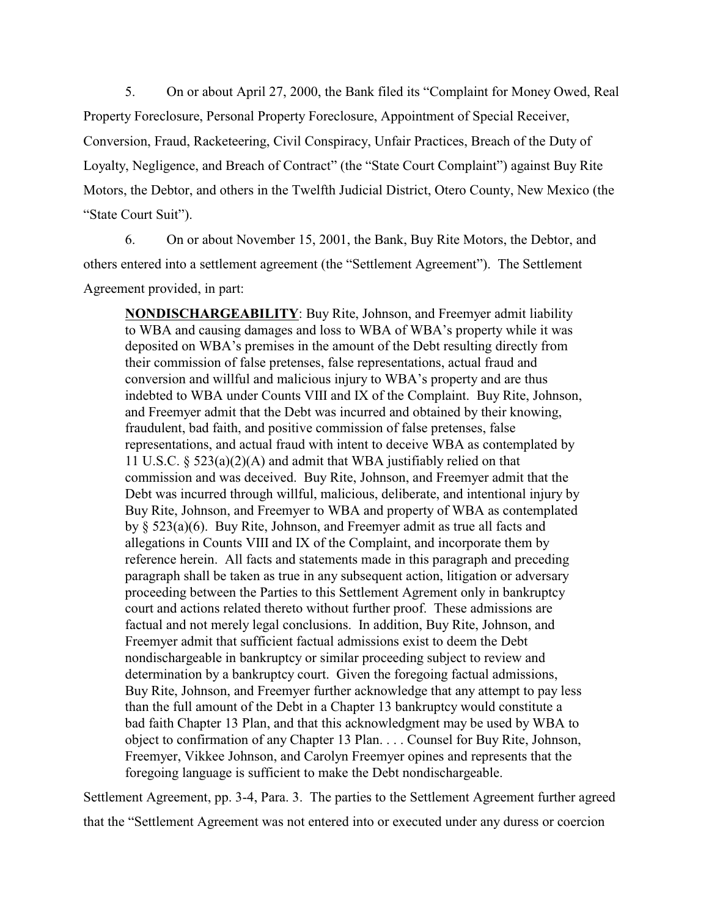5. On or about April 27, 2000, the Bank filed its "Complaint for Money Owed, Real Property Foreclosure, Personal Property Foreclosure, Appointment of Special Receiver, Conversion, Fraud, Racketeering, Civil Conspiracy, Unfair Practices, Breach of the Duty of Loyalty, Negligence, and Breach of Contract" (the "State Court Complaint") against Buy Rite Motors, the Debtor, and others in the Twelfth Judicial District, Otero County, New Mexico (the "State Court Suit").

6. On or about November 15, 2001, the Bank, Buy Rite Motors, the Debtor, and others entered into a settlement agreement (the "Settlement Agreement"). The Settlement Agreement provided, in part:

> **NONDISCHARGEABILITY**: Buy Rite, Johnson, and Freemyer admit liability to WBA and causing damages and loss to WBA of WBA's property while it was deposited on WBA's premises in the amount of the Debt resulting directly from their commission of false pretenses, false representations, actual fraud and conversion and willful and malicious injury to WBA's property and are thus indebted to WBA under Counts VIII and IX of the Complaint. Buy Rite, Johnson, and Freemyer admit that the Debt was incurred and obtained by their knowing, fraudulent, bad faith, and positive commission of false pretenses, false representations, and actual fraud with intent to deceive WBA as contemplated by 11 U.S.C. § 523(a)(2)(A) and admit that WBA justifiably relied on that commission and was deceived. Buy Rite, Johnson, and Freemyer admit that the Debt was incurred through willful, malicious, deliberate, and intentional injury by Buy Rite, Johnson, and Freemyer to WBA and property of WBA as contemplated by § 523(a)(6). Buy Rite, Johnson, and Freemyer admit as true all facts and allegations in Counts VIII and IX of the Complaint, and incorporate them by reference herein. All facts and statements made in this paragraph and preceding paragraph shall be taken as true in any subsequent action, litigation or adversary proceeding between the Parties to this Settlement Agrement only in bankruptcy court and actions related thereto without further proof. These admissions are factual and not merely legal conclusions. In addition, Buy Rite, Johnson, and Freemyer admit that sufficient factual admissions exist to deem the Debt nondischargeable in bankruptcy or similar proceeding subject to review and determination by a bankruptcy court. Given the foregoing factual admissions, Buy Rite, Johnson, and Freemyer further acknowledge that any attempt to pay less than the full amount of the Debt in a Chapter 13 bankruptcy would constitute a bad faith Chapter 13 Plan, and that this acknowledgment may be used by WBA to object to confirmation of any Chapter 13 Plan. . . . Counsel for Buy Rite, Johnson, Freemyer, Vikkee Johnson, and Carolyn Freemyer opines and represents that the foregoing language is sufficient to make the Debt nondischargeable.

Settlement Agreement, pp. 3-4, Para. 3. The parties to the Settlement Agreement further agreed that the "Settlement Agreement was not entered into or executed under any duress or coercion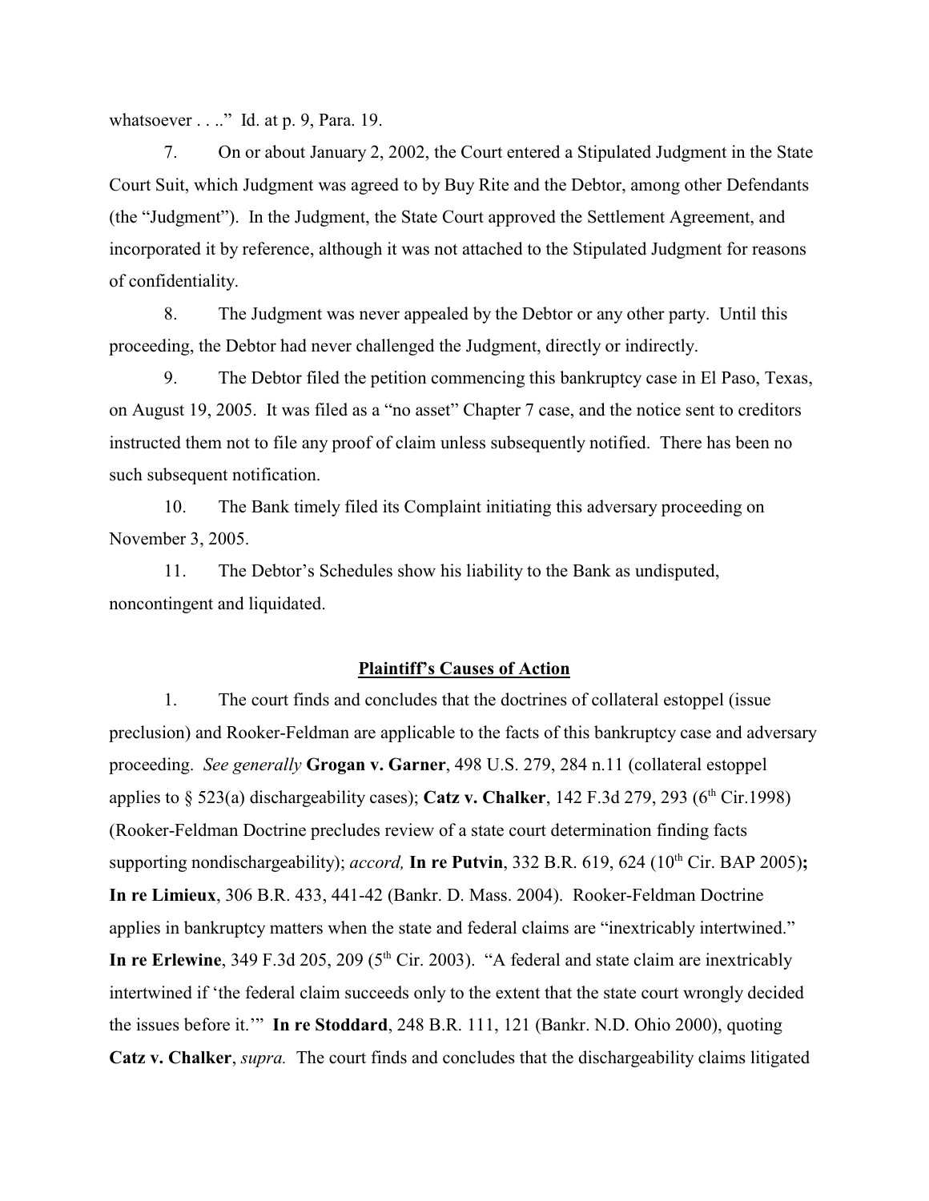whatsoever . . .." Id. at p. 9, Para. 19.

7. On or about January 2, 2002, the Court entered a Stipulated Judgment in the State Court Suit, which Judgment was agreed to by Buy Rite and the Debtor, among other Defendants (the "Judgment"). In the Judgment, the State Court approved the Settlement Agreement, and incorporated it by reference, although it was not attached to the Stipulated Judgment for reasons of confidentiality.

8. The Judgment was never appealed by the Debtor or any other party. Until this proceeding, the Debtor had never challenged the Judgment, directly or indirectly.

9. The Debtor filed the petition commencing this bankruptcy case in El Paso, Texas, on August 19, 2005. It was filed as a "no asset" Chapter 7 case, and the notice sent to creditors instructed them not to file any proof of claim unless subsequently notified. There has been no such subsequent notification.

10. The Bank timely filed its Complaint initiating this adversary proceeding on November 3, 2005.

11. The Debtor's Schedules show his liability to the Bank as undisputed, noncontingent and liquidated.

**Plaintiff's Causes of Action**

1. The court finds and concludes that the doctrines of collateral estoppel (issue preclusion) and Rooker-Feldman are applicable to the facts of this bankruptcy case and adversary proceeding. *See generally* **Grogan v. Garner**, 498 U.S. 279, 284 n.11 (collateral estoppel applies to § 523(a) dischargeability cases); **Catz v. Chalker**, 142 F.3d 279, 293 (6th Cir.1998) (Rooker-Feldman Doctrine precludes review of a state court determination finding facts supporting nondischargeability); *accord,* **In re Putvin**, 332 B.R. 619, 624 (10th Cir. BAP 2005)**;** **In re Limieux**, 306 B.R. 433, 441-42 (Bankr. D. Mass. 2004). Rooker-Feldman Doctrine applies in bankruptcy matters when the state and federal claims are "inextricably intertwined." **In re Erlewine**, 349 F.3d 205, 209 (5th Cir. 2003). "A federal and state claim are inextricably intertwined if 'the federal claim succeeds only to the extent that the state court wrongly decided the issues before it.'" **In re Stoddard**, 248 B.R. 111, 121 (Bankr. N.D. Ohio 2000), quoting **Catz v. Chalker**, *supra.* The court finds and concludes that the dischargeability claims litigated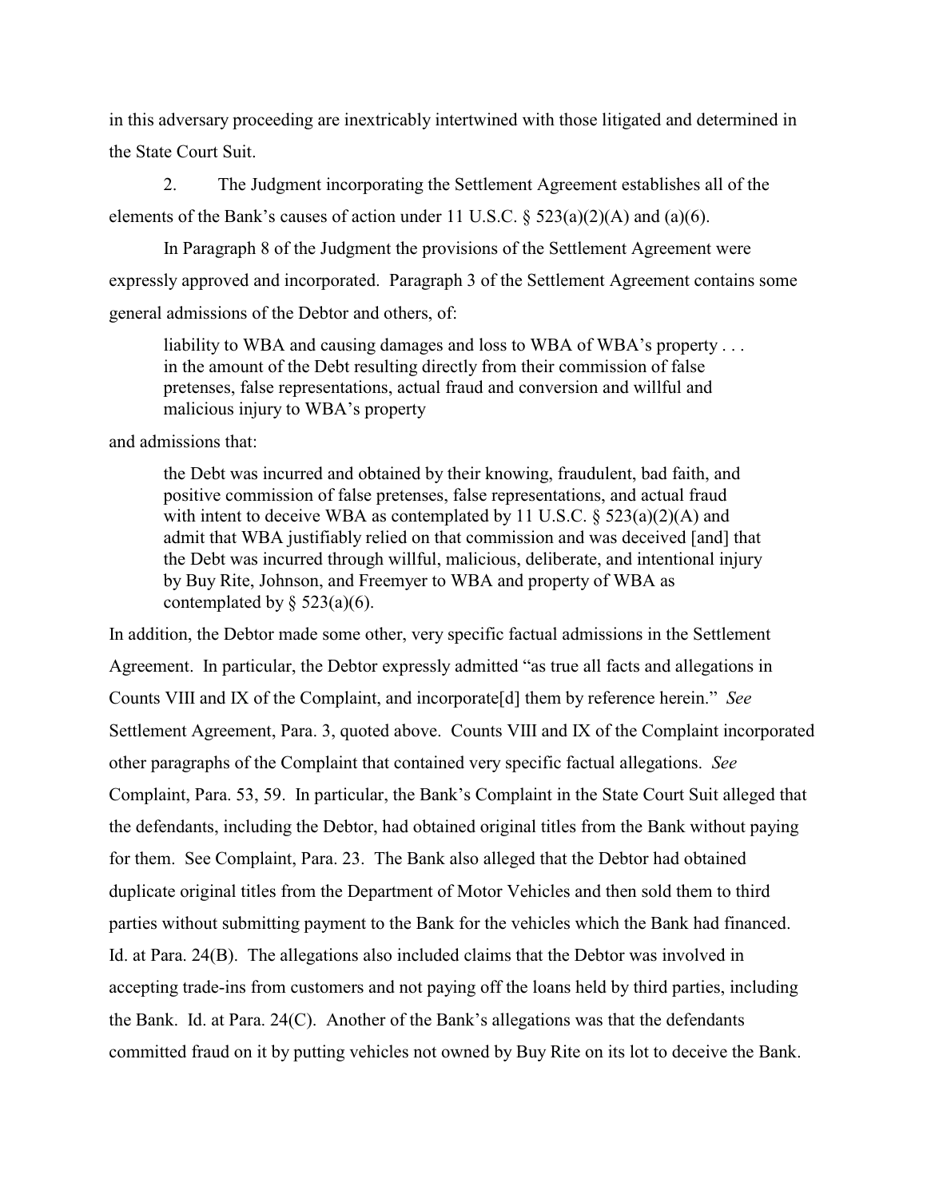in this adversary proceeding are inextricably intertwined with those litigated and determined in the State Court Suit.

2. The Judgment incorporating the Settlement Agreement establishes all of the elements of the Bank's causes of action under 11 U.S.C. § 523(a)(2)(A) and (a)(6).

In Paragraph 8 of the Judgment the provisions of the Settlement Agreement were expressly approved and incorporated. Paragraph 3 of the Settlement Agreement contains some general admissions of the Debtor and others, of:

> liability to WBA and causing damages and loss to WBA of WBA's property . . . in the amount of the Debt resulting directly from their commission of false pretenses, false representations, actual fraud and conversion and willful and malicious injury to WBA's property

and admissions that:

> the Debt was incurred and obtained by their knowing, fraudulent, bad faith, and positive commission of false pretenses, false representations, and actual fraud with intent to deceive WBA as contemplated by 11 U.S.C. § 523(a)(2)(A) and admit that WBA justifiably relied on that commission and was deceived [and] that the Debt was incurred through willful, malicious, deliberate, and intentional injury by Buy Rite, Johnson, and Freemyer to WBA and property of WBA as contemplated by § 523(a)(6).

In addition, the Debtor made some other, very specific factual admissions in the Settlement Agreement. In particular, the Debtor expressly admitted "as true all facts and allegations in Counts VIII and IX of the Complaint, and incorporate[d] them by reference herein." *See* Settlement Agreement, Para. 3, quoted above. Counts VIII and IX of the Complaint incorporated other paragraphs of the Complaint that contained very specific factual allegations. *See* Complaint, Para. 53, 59. In particular, the Bank's Complaint in the State Court Suit alleged that the defendants, including the Debtor, had obtained original titles from the Bank without paying for them. See Complaint, Para. 23. The Bank also alleged that the Debtor had obtained duplicate original titles from the Department of Motor Vehicles and then sold them to third parties without submitting payment to the Bank for the vehicles which the Bank had financed. Id. at Para. 24(B). The allegations also included claims that the Debtor was involved in accepting trade-ins from customers and not paying off the loans held by third parties, including the Bank. Id. at Para. 24(C). Another of the Bank's allegations was that the defendants committed fraud on it by putting vehicles not owned by Buy Rite on its lot to deceive the Bank.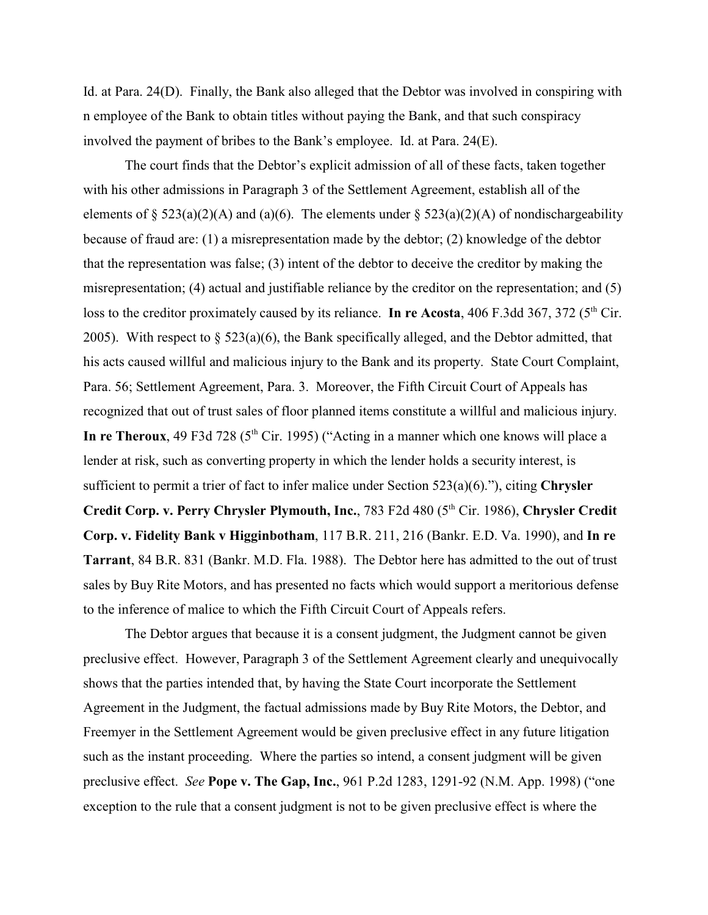Id. at Para. 24(D). Finally, the Bank also alleged that the Debtor was involved in conspiring with n employee of the Bank to obtain titles without paying the Bank, and that such conspiracy involved the payment of bribes to the Bank's employee. Id. at Para. 24(E).

The court finds that the Debtor's explicit admission of all of these facts, taken together with his other admissions in Paragraph 3 of the Settlement Agreement, establish all of the elements of § 523(a)(2)(A) and (a)(6). The elements under § 523(a)(2)(A) of nondischargeability because of fraud are: (1) a misrepresentation made by the debtor; (2) knowledge of the debtor that the representation was false; (3) intent of the debtor to deceive the creditor by making the misrepresentation; (4) actual and justifiable reliance by the creditor on the representation; and (5) loss to the creditor proximately caused by its reliance. **In re Acosta**, 406 F.3dd 367, 372 (5th Cir. 2005). With respect to § 523(a)(6), the Bank specifically alleged, and the Debtor admitted, that his acts caused willful and malicious injury to the Bank and its property. State Court Complaint, Para. 56; Settlement Agreement, Para. 3. Moreover, the Fifth Circuit Court of Appeals has recognized that out of trust sales of floor planned items constitute a willful and malicious injury. **In re Theroux**, 49 F3d 728 (5th Cir. 1995) ("Acting in a manner which one knows will place a lender at risk, such as converting property in which the lender holds a security interest, is sufficient to permit a trier of fact to infer malice under Section 523(a)(6)."), citing **Chrysler Credit Corp. v. Perry Chrysler Plymouth, Inc.**, 783 F2d 480 (5th Cir. 1986), **Chrysler Credit Corp. v. Fidelity Bank v Higginbotham**, 117 B.R. 211, 216 (Bankr. E.D. Va. 1990), and **In re Tarrant**, 84 B.R. 831 (Bankr. M.D. Fla. 1988). The Debtor here has admitted to the out of trust sales by Buy Rite Motors, and has presented no facts which would support a meritorious defense to the inference of malice to which the Fifth Circuit Court of Appeals refers.

The Debtor argues that because it is a consent judgment, the Judgment cannot be given preclusive effect. However, Paragraph 3 of the Settlement Agreement clearly and unequivocally shows that the parties intended that, by having the State Court incorporate the Settlement Agreement in the Judgment, the factual admissions made by Buy Rite Motors, the Debtor, and Freemyer in the Settlement Agreement would be given preclusive effect in any future litigation such as the instant proceeding. Where the parties so intend, a consent judgment will be given preclusive effect. *See* **Pope v. The Gap, Inc.**, 961 P.2d 1283, 1291-92 (N.M. App. 1998) ("one exception to the rule that a consent judgment is not to be given preclusive effect is where the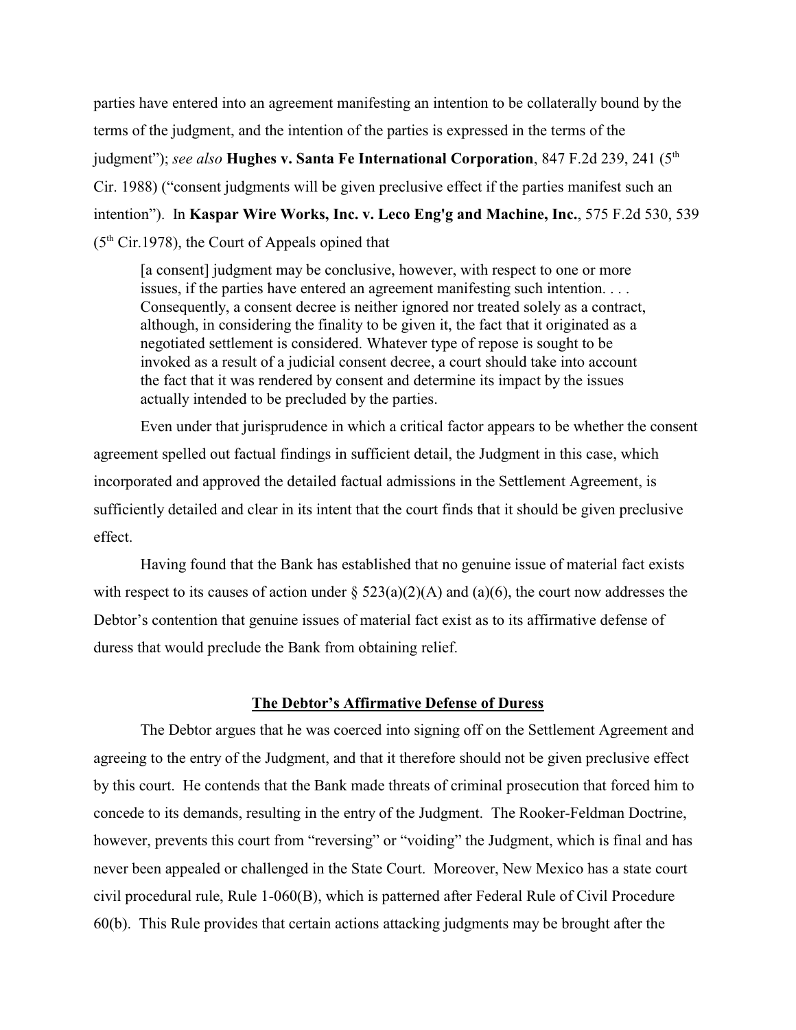parties have entered into an agreement manifesting an intention to be collaterally bound by the terms of the judgment, and the intention of the parties is expressed in the terms of the judgment"); *see also* **Hughes v. Santa Fe International Corporation**, 847 F.2d 239, 241 (5th Cir. 1988) ("consent judgments will be given preclusive effect if the parties manifest such an intention"). In **Kaspar Wire Works, Inc. v. Leco Eng'g and Machine, Inc.**, 575 F.2d 530, 539 (5th Cir.1978), the Court of Appeals opined that

> [a consent] judgment may be conclusive, however, with respect to one or more issues, if the parties have entered an agreement manifesting such intention. . . . Consequently, a consent decree is neither ignored nor treated solely as a contract, although, in considering the finality to be given it, the fact that it originated as a negotiated settlement is considered. Whatever type of repose is sought to be invoked as a result of a judicial consent decree, a court should take into account the fact that it was rendered by consent and determine its impact by the issues actually intended to be precluded by the parties.

Even under that jurisprudence in which a critical factor appears to be whether the consent agreement spelled out factual findings in sufficient detail, the Judgment in this case, which incorporated and approved the detailed factual admissions in the Settlement Agreement, is sufficiently detailed and clear in its intent that the court finds that it should be given preclusive effect.

Having found that the Bank has established that no genuine issue of material fact exists with respect to its causes of action under § 523(a)(2)(A) and (a)(6), the court now addresses the Debtor's contention that genuine issues of material fact exist as to its affirmative defense of duress that would preclude the Bank from obtaining relief.

## The Debtor's Affirmative Defense of Duress

The Debtor argues that he was coerced into signing off on the Settlement Agreement and agreeing to the entry of the Judgment, and that it therefore should not be given preclusive effect by this court. He contends that the Bank made threats of criminal prosecution that forced him to concede to its demands, resulting in the entry of the Judgment. The Rooker-Feldman Doctrine, however, prevents this court from "reversing" or "voiding" the Judgment, which is final and has never been appealed or challenged in the State Court. Moreover, New Mexico has a state court civil procedural rule, Rule 1-060(B), which is patterned after Federal Rule of Civil Procedure 60(b). This Rule provides that certain actions attacking judgments may be brought after the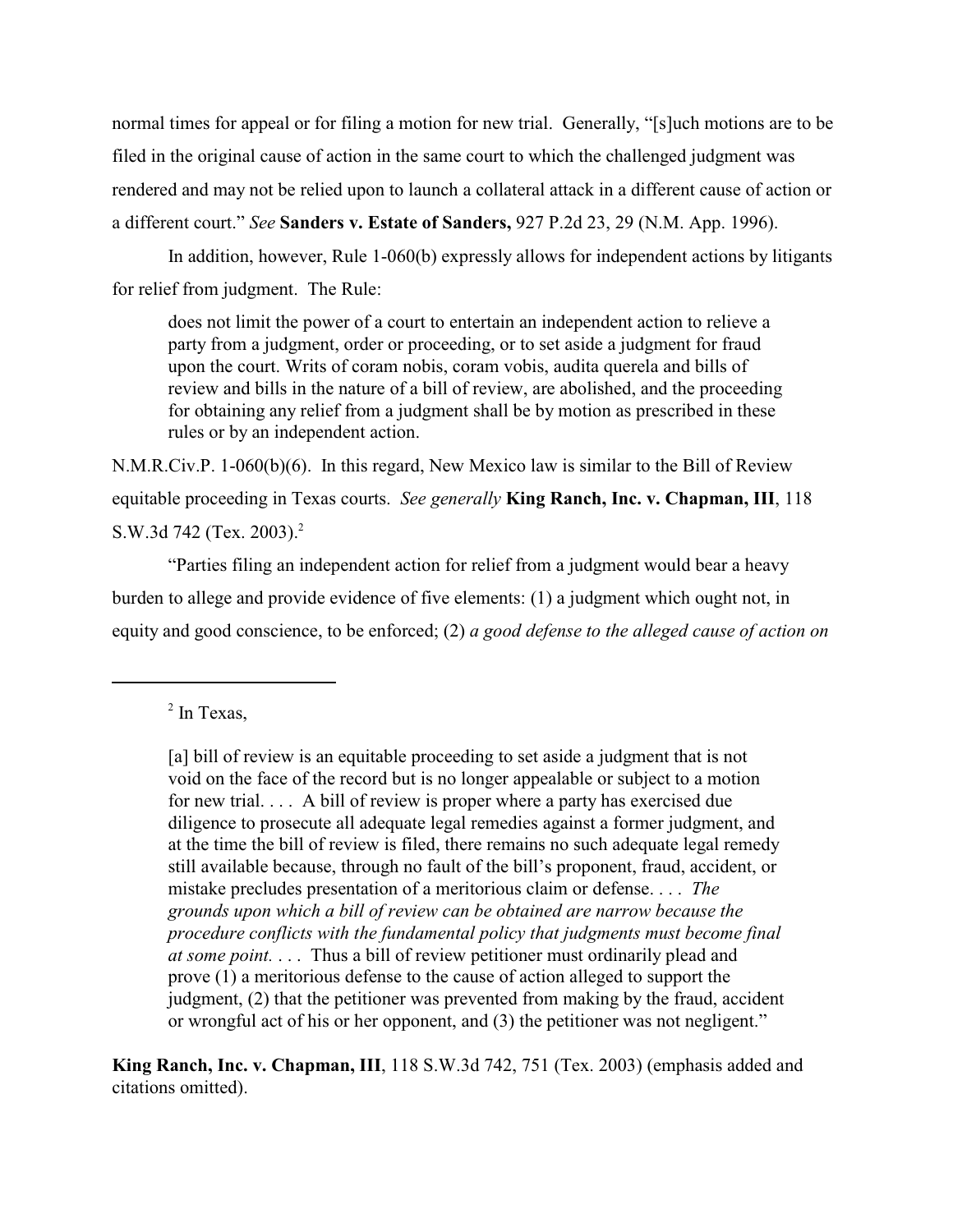normal times for appeal or for filing a motion for new trial. Generally, "[s]uch motions are to be filed in the original cause of action in the same court to which the challenged judgment was rendered and may not be relied upon to launch a collateral attack in a different cause of action or a different court." *See* **Sanders v. Estate of Sanders,** 927 P.2d 23, 29 (N.M. App. 1996).

In addition, however, Rule 1-060(b) expressly allows for independent actions by litigants for relief from judgment. The Rule:

> does not limit the power of a court to entertain an independent action to relieve a party from a judgment, order or proceeding, or to set aside a judgment for fraud upon the court. Writs of coram nobis, coram vobis, audita querela and bills of review and bills in the nature of a bill of review, are abolished, and the proceeding for obtaining any relief from a judgment shall be by motion as prescribed in these rules or by an independent action.

N.M.R.Civ.P. 1-060(b)(6). In this regard, New Mexico law is similar to the Bill of Review equitable proceeding in Texas courts. *See generally* **King Ranch, Inc. v. Chapman, III**, 118 S.W.3d 742 (Tex. 2003).[2]

"Parties filing an independent action for relief from a judgment would bear a heavy burden to allege and provide evidence of five elements: (1) a judgment which ought not, in equity and good conscience, to be enforced; (2) *a good defense to the alleged cause of action on*

---

[2] In Texas,

> [a] bill of review is an equitable proceeding to set aside a judgment that is not void on the face of the record but is no longer appealable or subject to a motion for new trial. . . . A bill of review is proper where a party has exercised due diligence to prosecute all adequate legal remedies against a former judgment, and at the time the bill of review is filed, there remains no such adequate legal remedy still available because, through no fault of the bill's proponent, fraud, accident, or mistake precludes presentation of a meritorious claim or defense. . . . *The grounds upon which a bill of review can be obtained are narrow because the procedure conflicts with the fundamental policy that judgments must become final at some point.* . . . Thus a bill of review petitioner must ordinarily plead and prove (1) a meritorious defense to the cause of action alleged to support the judgment, (2) that the petitioner was prevented from making by the fraud, accident or wrongful act of his or her opponent, and (3) the petitioner was not negligent."

**King Ranch, Inc. v. Chapman, III**, 118 S.W.3d 742, 751 (Tex. 2003) (emphasis added and citations omitted).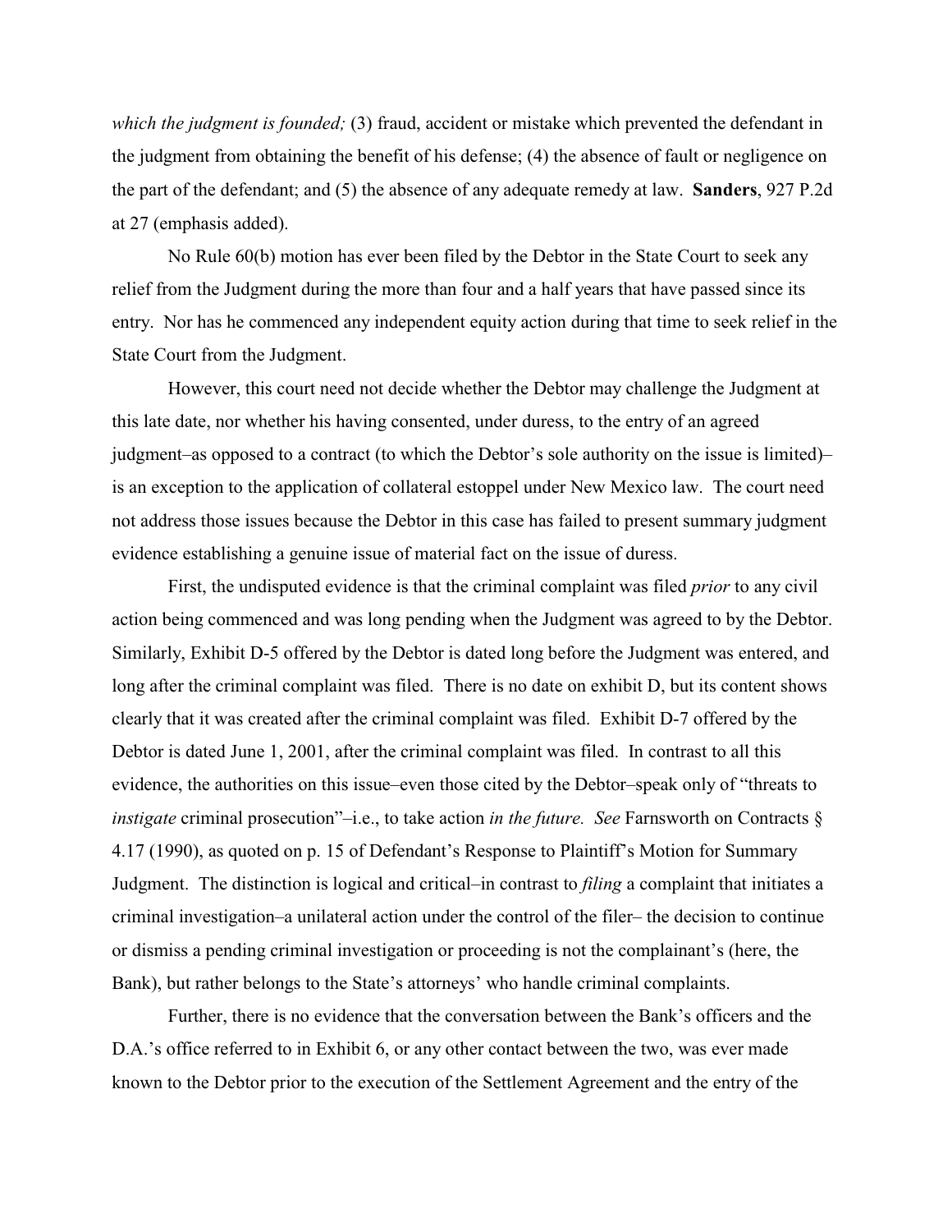*which the judgment is founded;* (3) fraud, accident or mistake which prevented the defendant in the judgment from obtaining the benefit of his defense; (4) the absence of fault or negligence on the part of the defendant; and (5) the absence of any adequate remedy at law. **Sanders**, 927 P.2d at 27 (emphasis added).

No Rule 60(b) motion has ever been filed by the Debtor in the State Court to seek any relief from the Judgment during the more than four and a half years that have passed since its entry. Nor has he commenced any independent equity action during that time to seek relief in the State Court from the Judgment.

However, this court need not decide whether the Debtor may challenge the Judgment at this late date, nor whether his having consented, under duress, to the entry of an agreed judgment–as opposed to a contract (to which the Debtor's sole authority on the issue is limited)– is an exception to the application of collateral estoppel under New Mexico law. The court need not address those issues because the Debtor in this case has failed to present summary judgment evidence establishing a genuine issue of material fact on the issue of duress.

First, the undisputed evidence is that the criminal complaint was filed *prior* to any civil action being commenced and was long pending when the Judgment was agreed to by the Debtor. Similarly, Exhibit D-5 offered by the Debtor is dated long before the Judgment was entered, and long after the criminal complaint was filed. There is no date on exhibit D, but its content shows clearly that it was created after the criminal complaint was filed. Exhibit D-7 offered by the Debtor is dated June 1, 2001, after the criminal complaint was filed. In contrast to all this evidence, the authorities on this issue–even those cited by the Debtor–speak only of "threats to *instigate* criminal prosecution"–i.e., to take action *in the future. See* Farnsworth on Contracts § 4.17 (1990), as quoted on p. 15 of Defendant's Response to Plaintiff's Motion for Summary Judgment. The distinction is logical and critical–in contrast to *filing* a complaint that initiates a criminal investigation–a unilateral action under the control of the filer– the decision to continue or dismiss a pending criminal investigation or proceeding is not the complainant's (here, the Bank), but rather belongs to the State's attorneys' who handle criminal complaints.

Further, there is no evidence that the conversation between the Bank's officers and the D.A.'s office referred to in Exhibit 6, or any other contact between the two, was ever made known to the Debtor prior to the execution of the Settlement Agreement and the entry of the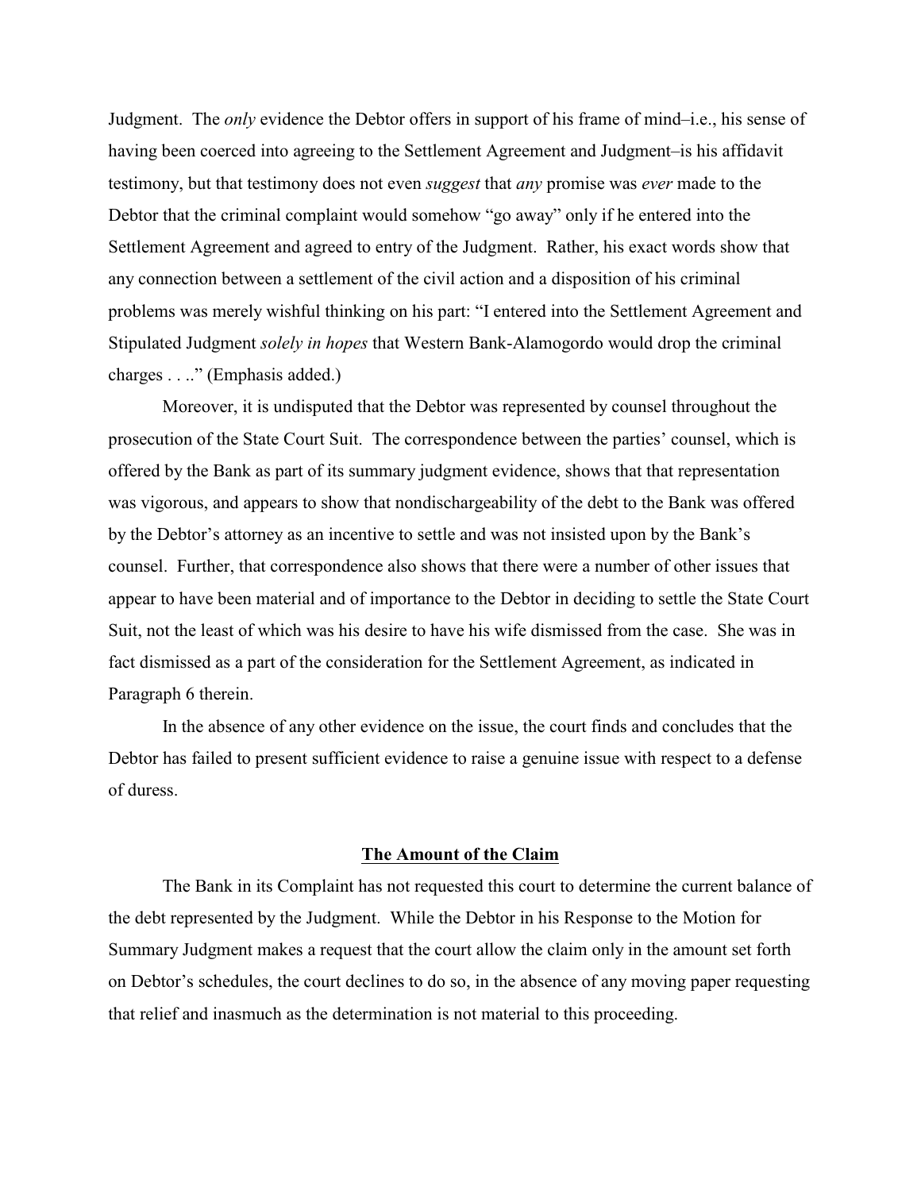Judgment. The *only* evidence the Debtor offers in support of his frame of mind–i.e., his sense of having been coerced into agreeing to the Settlement Agreement and Judgment–is his affidavit testimony, but that testimony does not even *suggest* that *any* promise was *ever* made to the Debtor that the criminal complaint would somehow "go away" only if he entered into the Settlement Agreement and agreed to entry of the Judgment. Rather, his exact words show that any connection between a settlement of the civil action and a disposition of his criminal problems was merely wishful thinking on his part: "I entered into the Settlement Agreement and Stipulated Judgment *solely in hopes* that Western Bank-Alamogordo would drop the criminal charges . . .." (Emphasis added.)

Moreover, it is undisputed that the Debtor was represented by counsel throughout the prosecution of the State Court Suit. The correspondence between the parties' counsel, which is offered by the Bank as part of its summary judgment evidence, shows that that representation was vigorous, and appears to show that nondischargeability of the debt to the Bank was offered by the Debtor's attorney as an incentive to settle and was not insisted upon by the Bank's counsel. Further, that correspondence also shows that there were a number of other issues that appear to have been material and of importance to the Debtor in deciding to settle the State Court Suit, not the least of which was his desire to have his wife dismissed from the case. She was in fact dismissed as a part of the consideration for the Settlement Agreement, as indicated in Paragraph 6 therein.

In the absence of any other evidence on the issue, the court finds and concludes that the Debtor has failed to present sufficient evidence to raise a genuine issue with respect to a defense of duress.

## The Amount of the Claim

The Bank in its Complaint has not requested this court to determine the current balance of the debt represented by the Judgment. While the Debtor in his Response to the Motion for Summary Judgment makes a request that the court allow the claim only in the amount set forth on Debtor's schedules, the court declines to do so, in the absence of any moving paper requesting that relief and inasmuch as the determination is not material to this proceeding.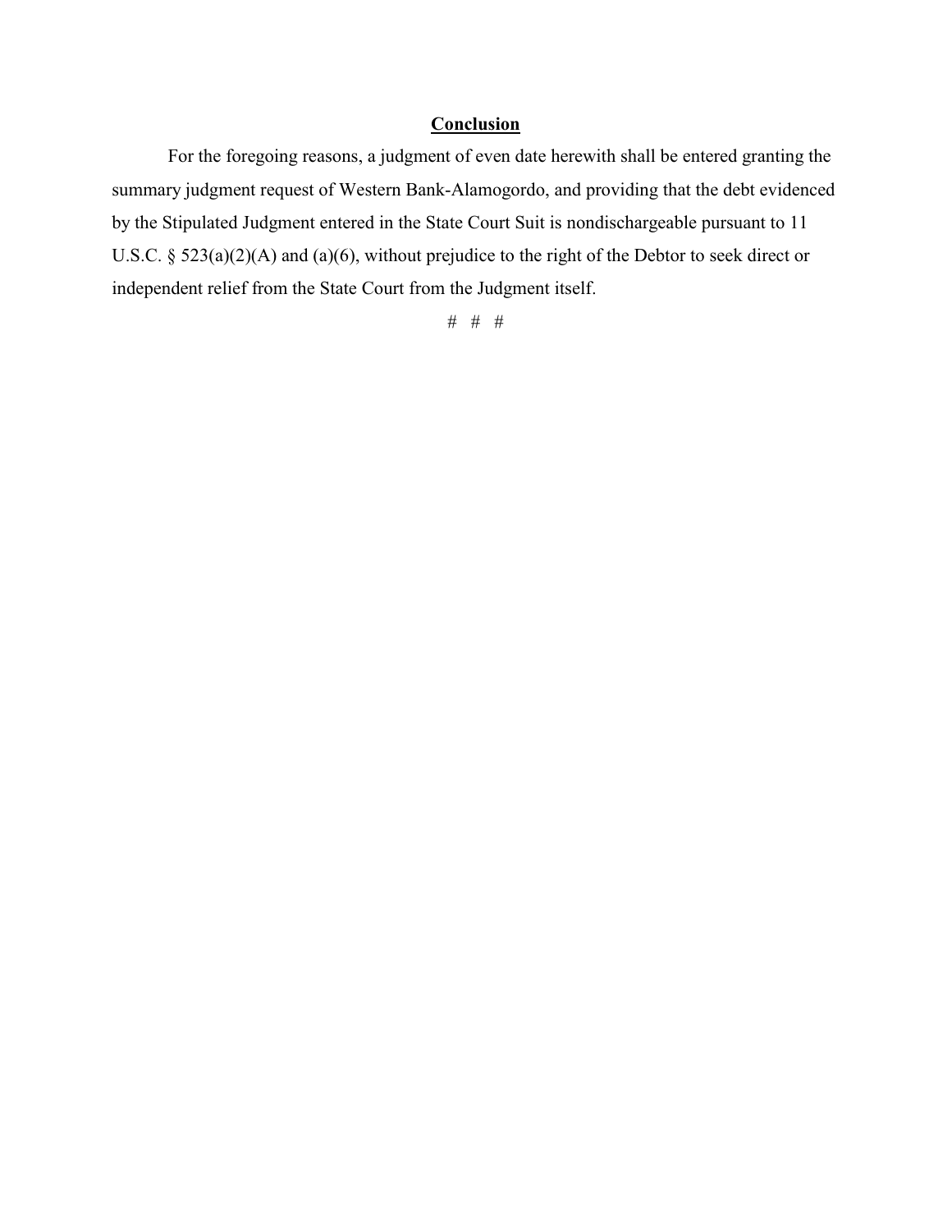## Conclusion

For the foregoing reasons, a judgment of even date herewith shall be entered granting the summary judgment request of Western Bank-Alamogordo, and providing that the debt evidenced by the Stipulated Judgment entered in the State Court Suit is nondischargeable pursuant to 11 U.S.C. § 523(a)(2)(A) and (a)(6), without prejudice to the right of the Debtor to seek direct or independent relief from the State Court from the Judgment itself.

# # #